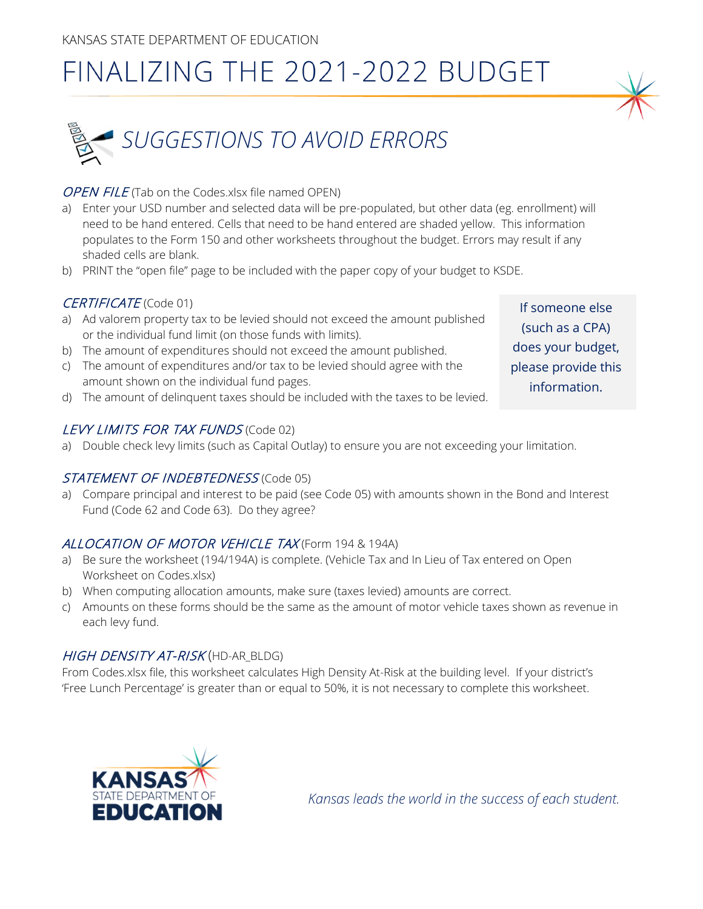KANSAS STATE DEPARTMENT OF EDUCATION

# FINALIZING THE 2021-2022 BUDGET

## *SUGGESTIONS TO AVOID ERRORS*

### *OPEN FILE* (Tab on the Codes.xlsx file named OPEN)

a) Enter your USD number and selected data will be pre-populated, but other data (eg. enrollment) will need to be hand entered. Cells that need to be hand entered are shaded yellow. This information populates to the Form 150 and other worksheets throughout the budget. Errors may result if any shaded cells are blank.

b) PRINT the "open file" page to be included with the paper copy of your budget to KSDE.

### *CERTIFICATE* (Code 01)

a) Ad valorem property tax to be levied should not exceed the amount published or the individual fund limit (on those funds with limits).

b) The amount of expenditures should not exceed the amount published.

c) The amount of expenditures and/or tax to be levied should agree with the amount shown on the individual fund pages.

d) The amount of delinquent taxes should be included with the taxes to be levied.

If someone else (such as a CPA) does your budget, please provide this information.

### *LEVY LIMITS FOR TAX FUNDS* (Code 02)

a) Double check levy limits (such as Capital Outlay) to ensure you are not exceeding your limitation.

### *STATEMENT OF INDEBTEDNESS* (Code 05)

a) Compare principal and interest to be paid (see Code 05) with amounts shown in the Bond and Interest Fund (Code 62 and Code 63). Do they agree?

### *ALLOCATION OF MOTOR VEHICLE TAX* (Form 194 & 194A)

a) Be sure the worksheet (194/194A) is complete. (Vehicle Tax and In Lieu of Tax entered on Open Worksheet on Codes.xlsx)

b) When computing allocation amounts, make sure (taxes levied) amounts are correct.

c) Amounts on these forms should be the same as the amount of motor vehicle taxes shown as revenue in each levy fund.

### *HIGH DENSITY AT-RISK* (HD-AR_BLDG)

From Codes.xlsx file, this worksheet calculates High Density At-Risk at the building level. If your district's 'Free Lunch Percentage' is greater than or equal to 50%, it is not necessary to complete this worksheet.

KANSAS STATE DEPARTMENT OF EDUCATION

*Kansas leads the world in the success of each student.*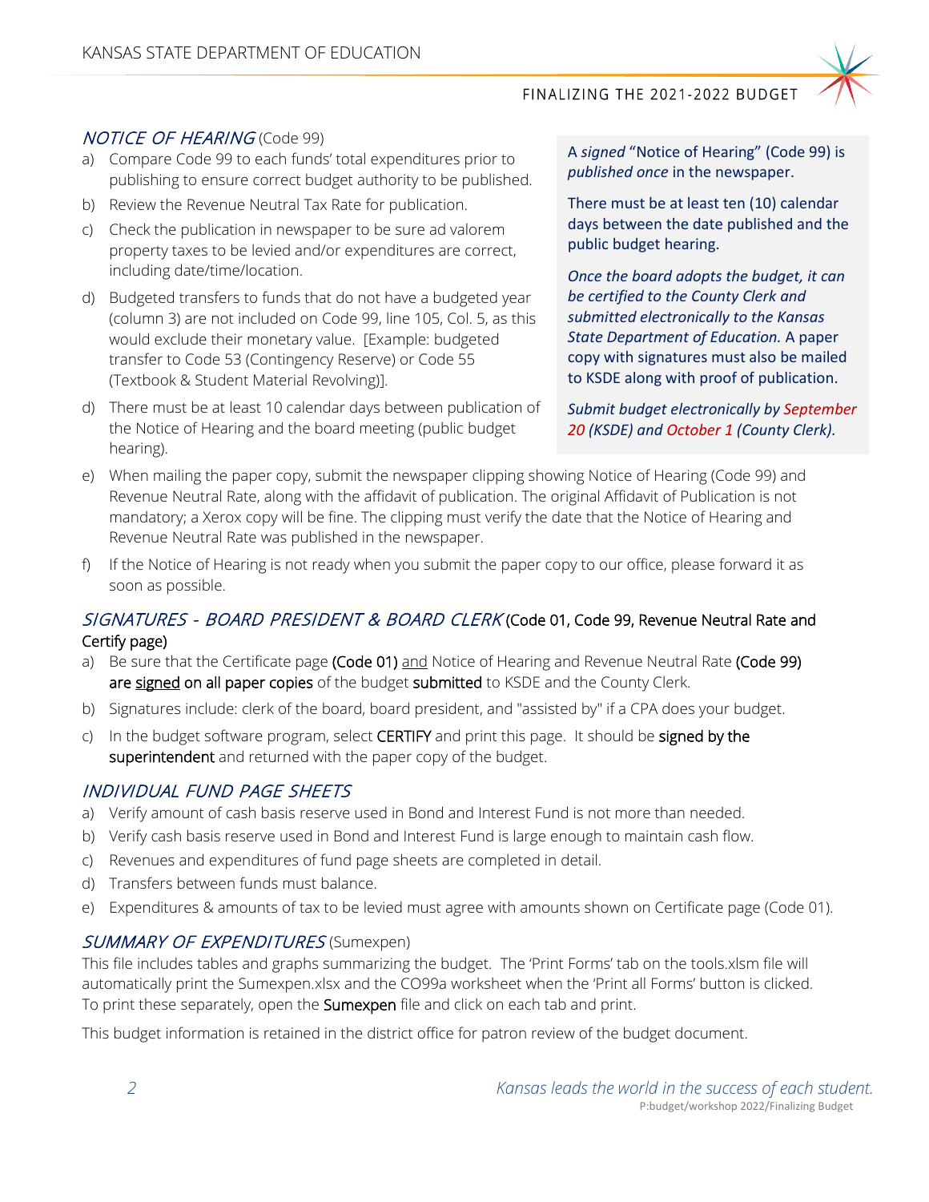## *NOTICE OF HEARING* (Code 99)

a) Compare Code 99 to each funds' total expenditures prior to publishing to ensure correct budget authority to be published.

b) Review the Revenue Neutral Tax Rate for publication.

c) Check the publication in newspaper to be sure ad valorem property taxes to be levied and/or expenditures are correct, including date/time/location.

d) Budgeted transfers to funds that do not have a budgeted year (column 3) are not included on Code 99, line 105, Col. 5, as this would exclude their monetary value. [Example: budgeted transfer to Code 53 (Contingency Reserve) or Code 55 (Textbook & Student Material Revolving)].

d) There must be at least 10 calendar days between publication of the Notice of Hearing and the board meeting (public budget hearing).

> A *signed* "Notice of Hearing" (Code 99) is *published once* in the newspaper.
>
> There must be at least ten (10) calendar days between the date published and the public budget hearing.
>
> *Once the board adopts the budget, it can be certified to the County Clerk and submitted electronically to the Kansas State Department of Education.* A paper copy with signatures must also be mailed to KSDE along with proof of publication.
>
> *Submit budget electronically by September 20 (KSDE) and October 1 (County Clerk).*

e) When mailing the paper copy, submit the newspaper clipping showing Notice of Hearing (Code 99) and Revenue Neutral Rate, along with the affidavit of publication. The original Affidavit of Publication is not mandatory; a Xerox copy will be fine. The clipping must verify the date that the Notice of Hearing and Revenue Neutral Rate was published in the newspaper.

f) If the Notice of Hearing is not ready when you submit the paper copy to our office, please forward it as soon as possible.

## *SIGNATURES - BOARD PRESIDENT & BOARD CLERK* (Code 01, Code 99, Revenue Neutral Rate and Certify page)

a) Be sure that the Certificate page **(Code 01)** <u>and</u> Notice of Hearing and Revenue Neutral Rate **(Code 99)** **are** <u>**signed**</u> **on all paper copies** of the budget **submitted** to KSDE and the County Clerk.

b) Signatures include: clerk of the board, board president, and "assisted by" if a CPA does your budget.

c) In the budget software program, select **CERTIFY** and print this page. It should be **signed by the superintendent** and returned with the paper copy of the budget.

## *INDIVIDUAL FUND PAGE SHEETS*

a) Verify amount of cash basis reserve used in Bond and Interest Fund is not more than needed.

b) Verify cash basis reserve used in Bond and Interest Fund is large enough to maintain cash flow.

c) Revenues and expenditures of fund page sheets are completed in detail.

d) Transfers between funds must balance.

e) Expenditures & amounts of tax to be levied must agree with amounts shown on Certificate page (Code 01).

## *SUMMARY OF EXPENDITURES* (Sumexpen)

This file includes tables and graphs summarizing the budget. The 'Print Forms' tab on the tools.xlsm file will automatically print the Sumexpen.xlsx and the CO99a worksheet when the 'Print all Forms' button is clicked. To print these separately, open the **Sumexpen** file and click on each tab and print.

This budget information is retained in the district office for patron review of the budget document.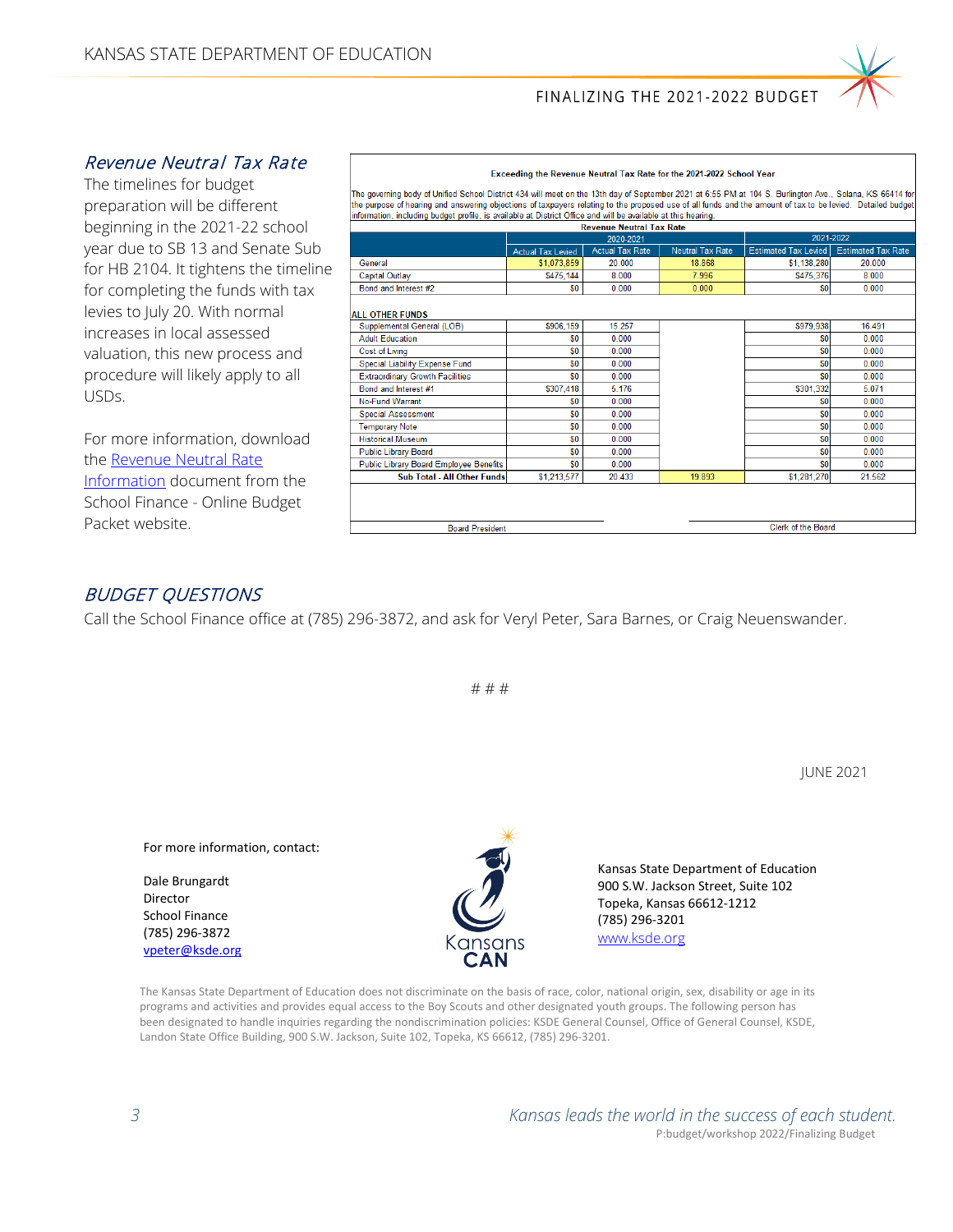## *Revenue Neutral Tax Rate*

The timelines for budget preparation will be different beginning in the 2021-22 school year due to SB 13 and Senate Sub for HB 2104. It tightens the timeline for completing the funds with tax levies to July 20. With normal increases in local assessed valuation, this new process and procedure will likely apply to all USDs.

For more information, download the [Revenue Neutral Rate Information](#) document from the School Finance - Online Budget Packet website.

**Exceeding the Revenue Neutral Tax Rate for the 2021-2022 School Year**

The governing body of Unified School District 434 will meet on the 13th day of September 2021 at 6:55 PM at 104 S. Burlington Ave., Solana, KS 66414 for the purpose of hearing and answering objections of taxpayers relating to the proposed use of all funds and the amount of tax to be levied. Detailed budget information, including budget profile, is available at District Office and will be available at this hearing.

**Revenue Neutral Tax Rate**

| | 2020-2021 | | | 2021-2022 | |
|---|---|---|---|---|---|
| | Actual Tax Levied | Actual Tax Rate | Neutral Tax Rate | Estimated Tax Levied | Estimated Tax Rate |
| General | $1,073,859 | 20.000 | 18.868 | $1,138,280 | 20.000 |
| Capital Outlay | $475,144 | 8.000 | 7.996 | $475,376 | 8.000 |
| Bond and Interest #2 | $0 | 0.000 | 0.000 | $0 | 0.000 |
| **ALL OTHER FUNDS** | | | | | |
| Supplemental General (LOB) | $906,159 | 15.257 | | $979,938 | 16.491 |
| Adult Education | $0 | 0.000 | | $0 | 0.000 |
| Cost of Living | $0 | 0.000 | | $0 | 0.000 |
| Special Liability Expense Fund | $0 | 0.000 | | $0 | 0.000 |
| Extraordinary Growth Facilities | $0 | 0.000 | | $0 | 0.000 |
| Bond and Interest #1 | $307,418 | 5.176 | | $301,332 | 5.071 |
| No-Fund Warrant | $0 | 0.000 | | $0 | 0.000 |
| Special Assessment | $0 | 0.000 | | $0 | 0.000 |
| Temporary Note | $0 | 0.000 | | $0 | 0.000 |
| Historical Museum | $0 | 0.000 | | $0 | 0.000 |
| Public Library Board | $0 | 0.000 | | $0 | 0.000 |
| Public Library Board Employee Benefits | $0 | 0.000 | | $0 | 0.000 |
| **Sub Total - All Other Funds** | $1,213,577 | 20.433 | 19.893 | $1,281,270 | 21.562 |

Board President

Clerk of the Board

## *BUDGET QUESTIONS*

Call the School Finance office at (785) 296-3872, and ask for Veryl Peter, Sara Barnes, or Craig Neuenswander.

# # #

JUNE 2021

For more information, contact:

Dale Brungardt
Director
School Finance
(785) 296-3872
[vpeter@ksde.org](mailto:vpeter@ksde.org)

Kansans CAN

Kansas State Department of Education
900 S.W. Jackson Street, Suite 102
Topeka, Kansas 66612-1212
(785) 296-3201
[www.ksde.org](http://www.ksde.org)

The Kansas State Department of Education does not discriminate on the basis of race, color, national origin, sex, disability or age in its programs and activities and provides equal access to the Boy Scouts and other designated youth groups. The following person has been designated to handle inquiries regarding the nondiscrimination policies: KSDE General Counsel, Office of General Counsel, KSDE, Landon State Office Building, 900 S.W. Jackson, Suite 102, Topeka, KS 66612, (785) 296-3201.

*Kansas leads the world in the success of each student.*

P:budget/workshop 2022/Finalizing Budget